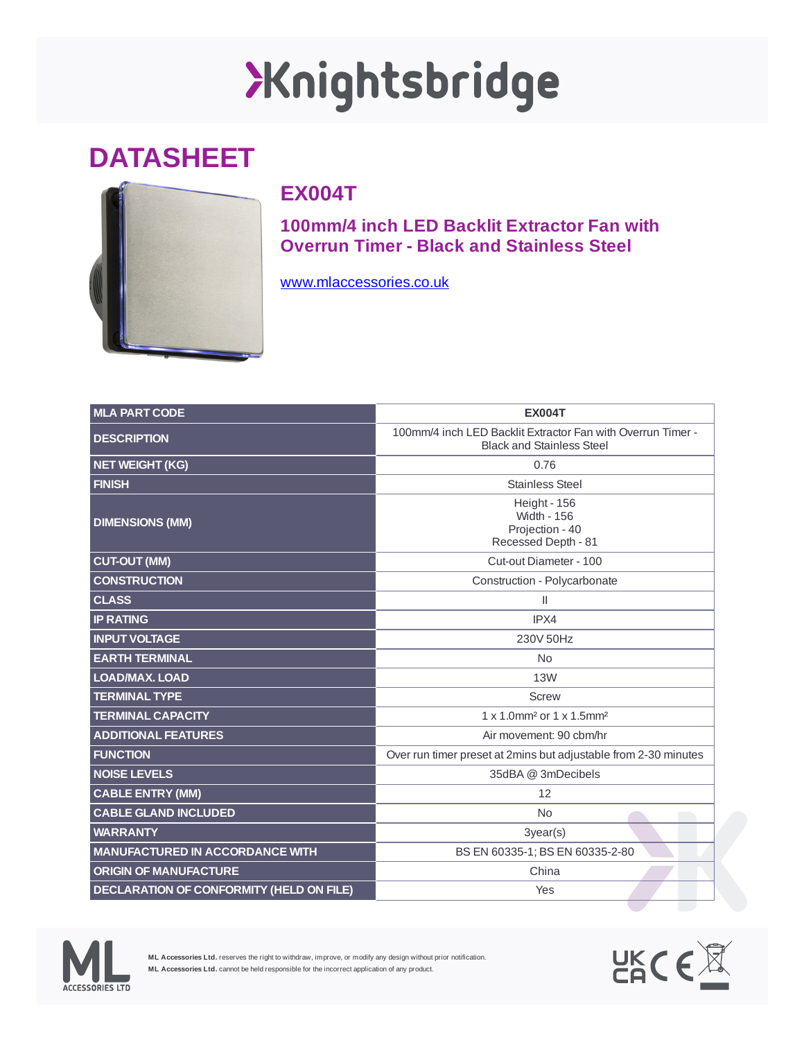# Knightsbridge

## DATASHEET

### EX004T

**100mm/4 inch LED Backlit Extractor Fan with Overrun Timer - Black and Stainless Steel**

www.mlaccessories.co.uk

| MLA PART CODE | EX004T |
|---|---|
| DESCRIPTION | 100mm/4 inch LED Backlit Extractor Fan with Overrun Timer - Black and Stainless Steel |
| NET WEIGHT (KG) | 0.76 |
| FINISH | Stainless Steel |
| DIMENSIONS (MM) | Height - 156<br>Width - 156<br>Projection - 40<br>Recessed Depth - 81 |
| CUT-OUT (MM) | Cut-out Diameter - 100 |
| CONSTRUCTION | Construction - Polycarbonate |
| CLASS | II |
| IP RATING | IPX4 |
| INPUT VOLTAGE | 230V 50Hz |
| EARTH TERMINAL | No |
| LOAD/MAX. LOAD | 13W |
| TERMINAL TYPE | Screw |
| TERMINAL CAPACITY | 1 x 1.0mm² or 1 x 1.5mm² |
| ADDITIONAL FEATURES | Air movement: 90 cbm/hr |
| FUNCTION | Over run timer preset at 2mins but adjustable from 2-30 minutes |
| NOISE LEVELS | 35dBA @ 3mDecibels |
| CABLE ENTRY (MM) | 12 |
| CABLE GLAND INCLUDED | No |
| WARRANTY | 3year(s) |
| MANUFACTURED IN ACCORDANCE WITH | BS EN 60335-1; BS EN 60335-2-80 |
| ORIGIN OF MANUFACTURE | China |
| DECLARATION OF CONFORMITY (HELD ON FILE) | Yes |

ML ACCESSORIES LTD

**ML Accessories Ltd.** reserves the right to withdraw, improve, or modify any design without prior notification.
**ML Accessories Ltd.** cannot be held responsible for the incorrect application of any product.

UKCA CE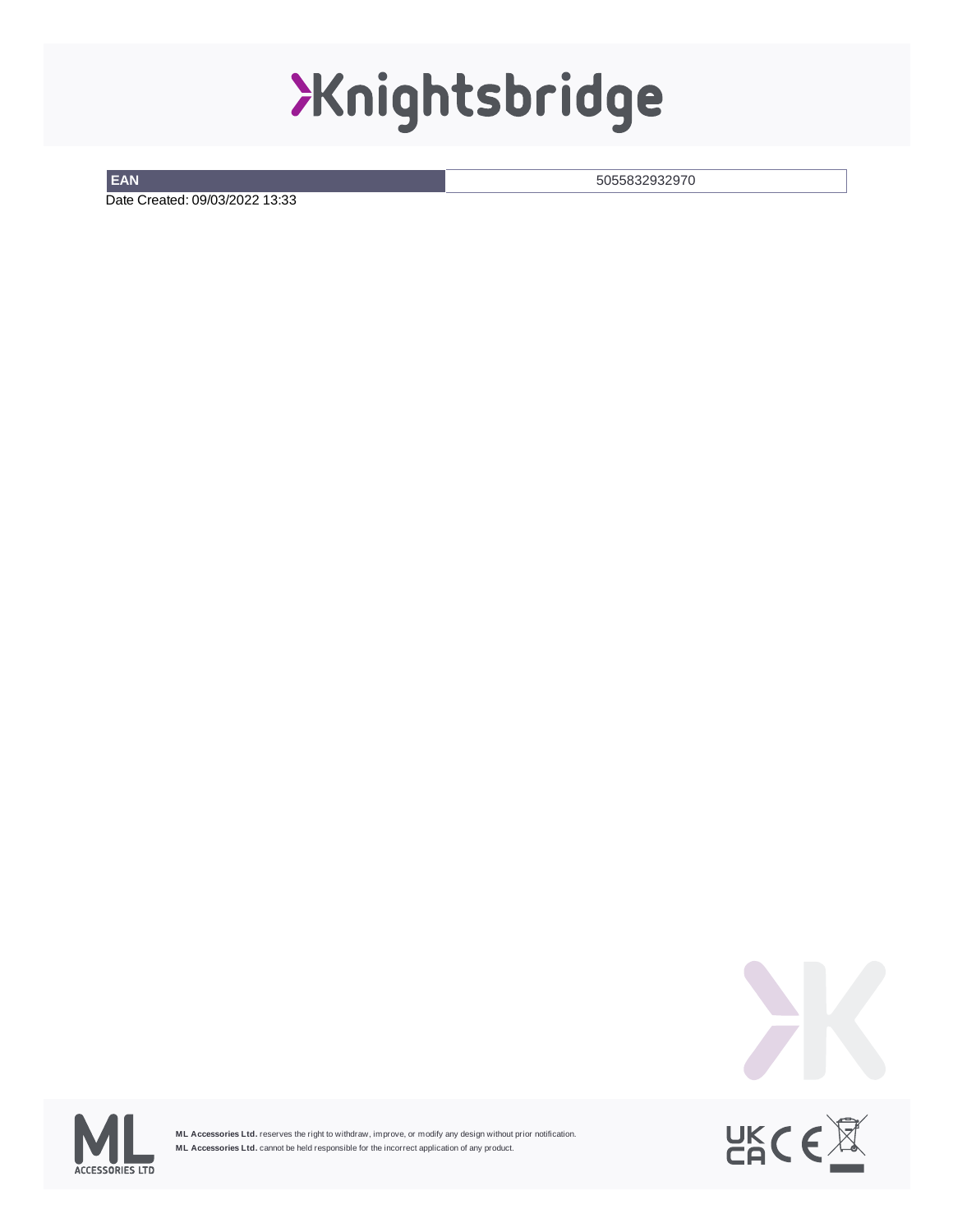# Knightsbridge

| EAN | 5055832932970 |
| --- | --- |

Date Created: 09/03/2022 13:33

**ML Accessories Ltd.** reserves the right to withdraw, improve, or modify any design without prior notification.
**ML Accessories Ltd.** cannot be held responsible for the incorrect application of any product.